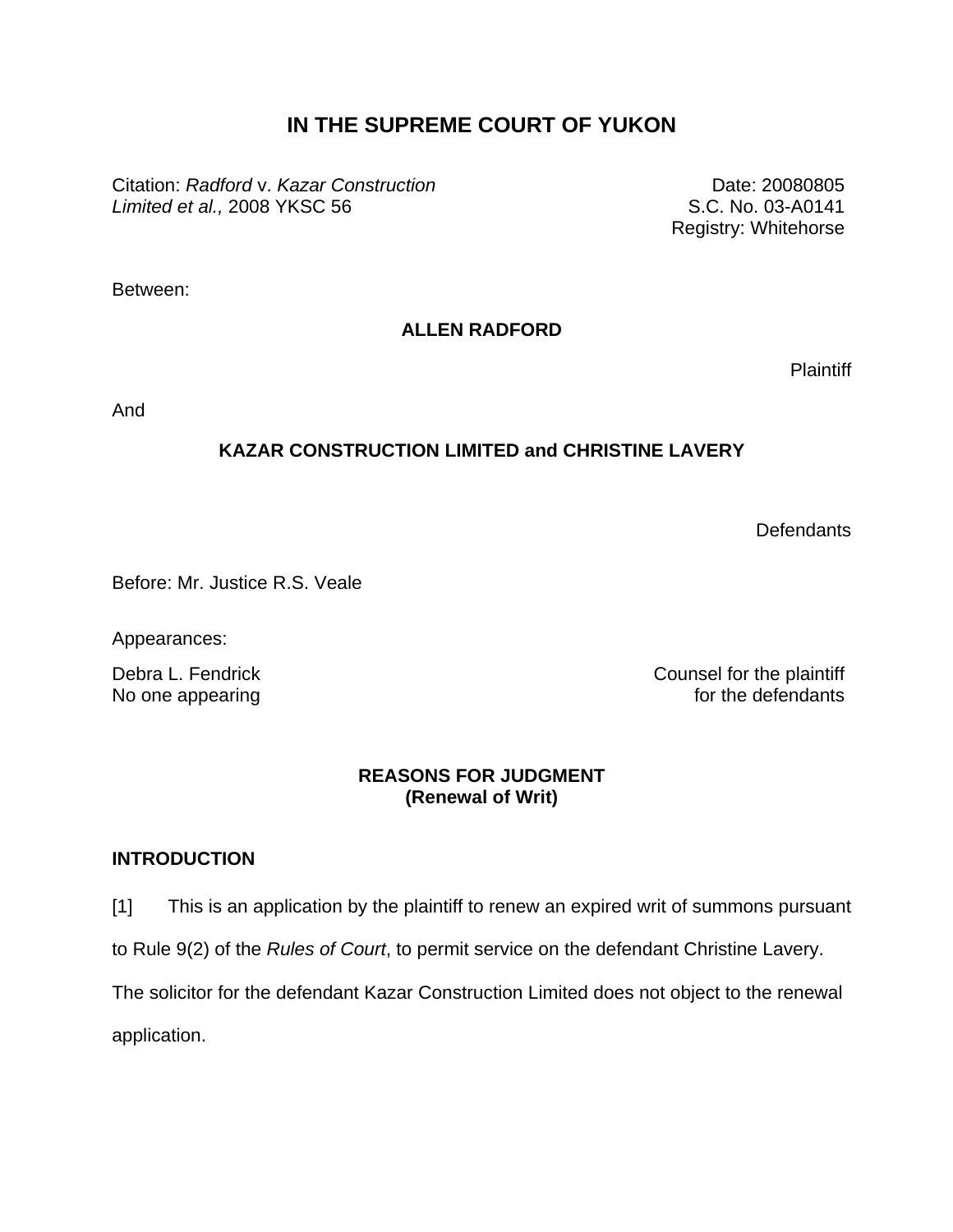# IN THE SUPREME COURT OF YUKON

Citation: *Radford* v. *Kazar Construction Limited et al.,* 2008 YKSC 56

Date: 20080805
S.C. No. 03-A0141
Registry: Whitehorse

Between:

**ALLEN RADFORD**

Plaintiff

And

**KAZAR CONSTRUCTION LIMITED and CHRISTINE LAVERY**

Defendants

Before: Mr. Justice R.S. Veale

Appearances:

Debra L. Fendrick — Counsel for the plaintiff
No one appearing — for the defendants

**REASONS FOR JUDGMENT**
**(Renewal of Writ)**

## INTRODUCTION

[1] This is an application by the plaintiff to renew an expired writ of summons pursuant to Rule 9(2) of the *Rules of Court*, to permit service on the defendant Christine Lavery. The solicitor for the defendant Kazar Construction Limited does not object to the renewal application.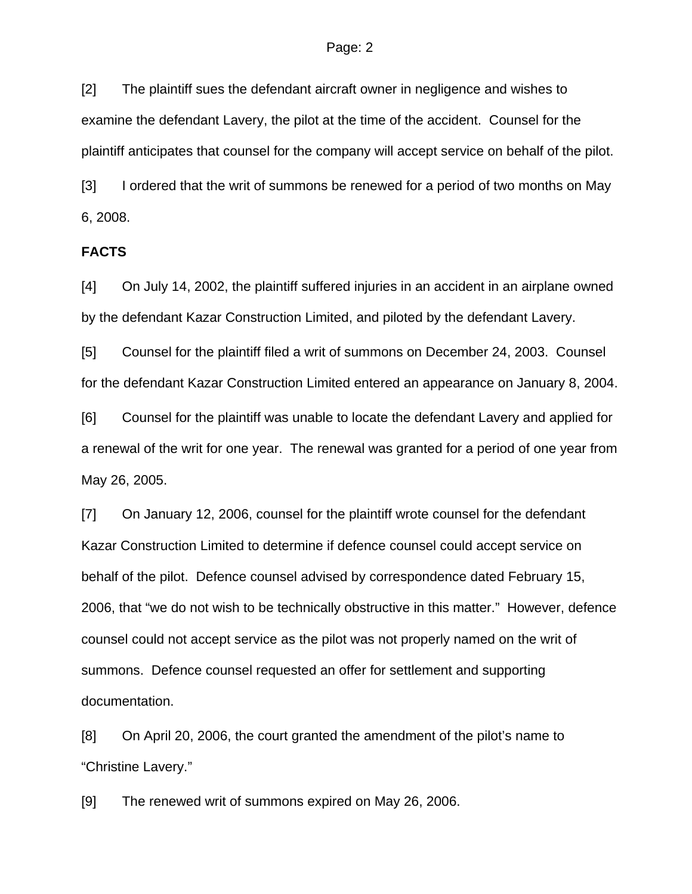[2] The plaintiff sues the defendant aircraft owner in negligence and wishes to examine the defendant Lavery, the pilot at the time of the accident. Counsel for the plaintiff anticipates that counsel for the company will accept service on behalf of the pilot.

[3] I ordered that the writ of summons be renewed for a period of two months on May 6, 2008.

**FACTS**

[4] On July 14, 2002, the plaintiff suffered injuries in an accident in an airplane owned by the defendant Kazar Construction Limited, and piloted by the defendant Lavery.

[5] Counsel for the plaintiff filed a writ of summons on December 24, 2003. Counsel for the defendant Kazar Construction Limited entered an appearance on January 8, 2004.

[6] Counsel for the plaintiff was unable to locate the defendant Lavery and applied for a renewal of the writ for one year. The renewal was granted for a period of one year from May 26, 2005.

[7] On January 12, 2006, counsel for the plaintiff wrote counsel for the defendant Kazar Construction Limited to determine if defence counsel could accept service on behalf of the pilot. Defence counsel advised by correspondence dated February 15, 2006, that "we do not wish to be technically obstructive in this matter." However, defence counsel could not accept service as the pilot was not properly named on the writ of summons. Defence counsel requested an offer for settlement and supporting documentation.

[8] On April 20, 2006, the court granted the amendment of the pilot's name to "Christine Lavery."

[9] The renewed writ of summons expired on May 26, 2006.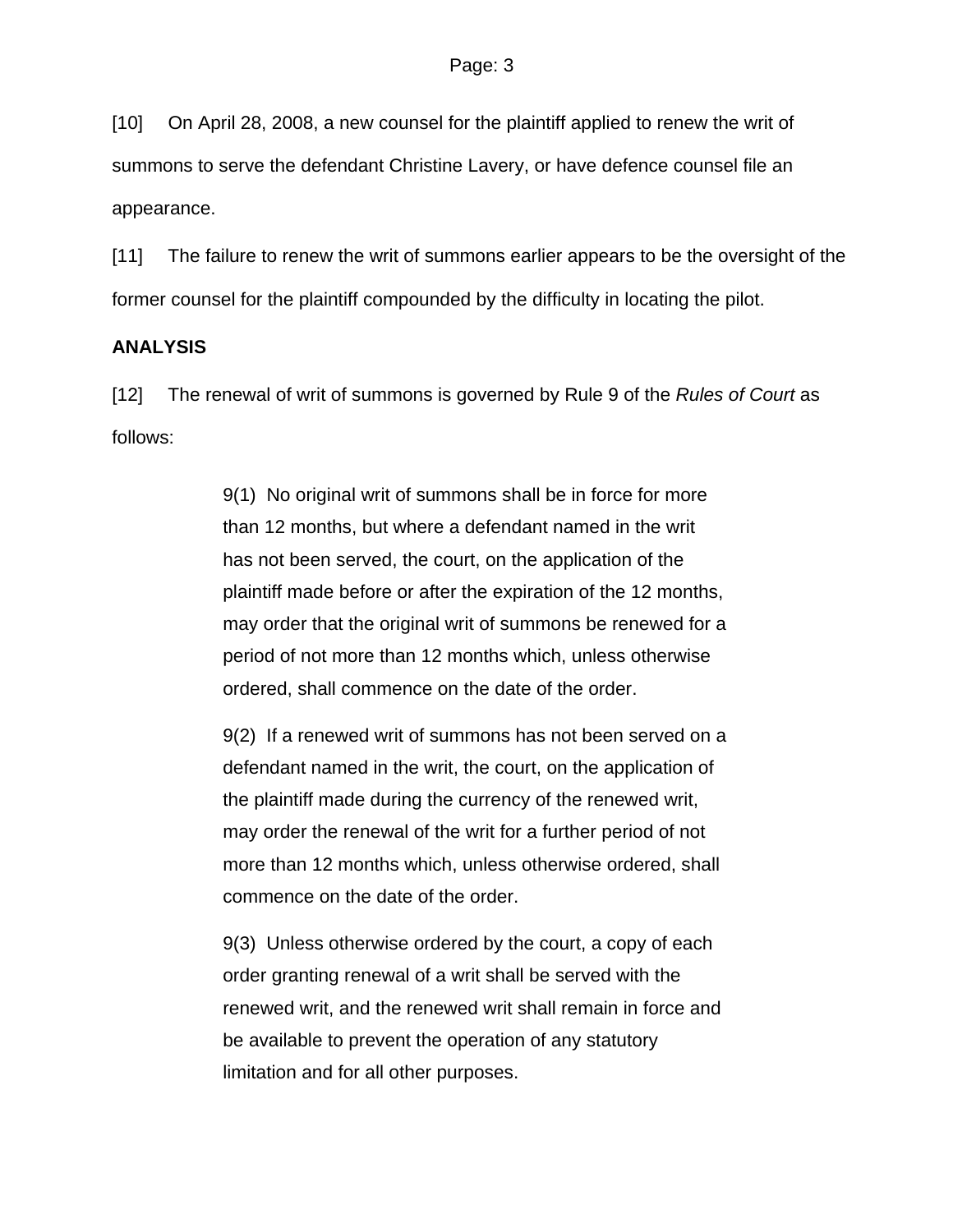[10] On April 28, 2008, a new counsel for the plaintiff applied to renew the writ of summons to serve the defendant Christine Lavery, or have defence counsel file an appearance.

[11] The failure to renew the writ of summons earlier appears to be the oversight of the former counsel for the plaintiff compounded by the difficulty in locating the pilot.

**ANALYSIS**

[12] The renewal of writ of summons is governed by Rule 9 of the *Rules of Court* as follows:

> 9(1) No original writ of summons shall be in force for more than 12 months, but where a defendant named in the writ has not been served, the court, on the application of the plaintiff made before or after the expiration of the 12 months, may order that the original writ of summons be renewed for a period of not more than 12 months which, unless otherwise ordered, shall commence on the date of the order.
>
> 9(2) If a renewed writ of summons has not been served on a defendant named in the writ, the court, on the application of the plaintiff made during the currency of the renewed writ, may order the renewal of the writ for a further period of not more than 12 months which, unless otherwise ordered, shall commence on the date of the order.
>
> 9(3) Unless otherwise ordered by the court, a copy of each order granting renewal of a writ shall be served with the renewed writ, and the renewed writ shall remain in force and be available to prevent the operation of any statutory limitation and for all other purposes.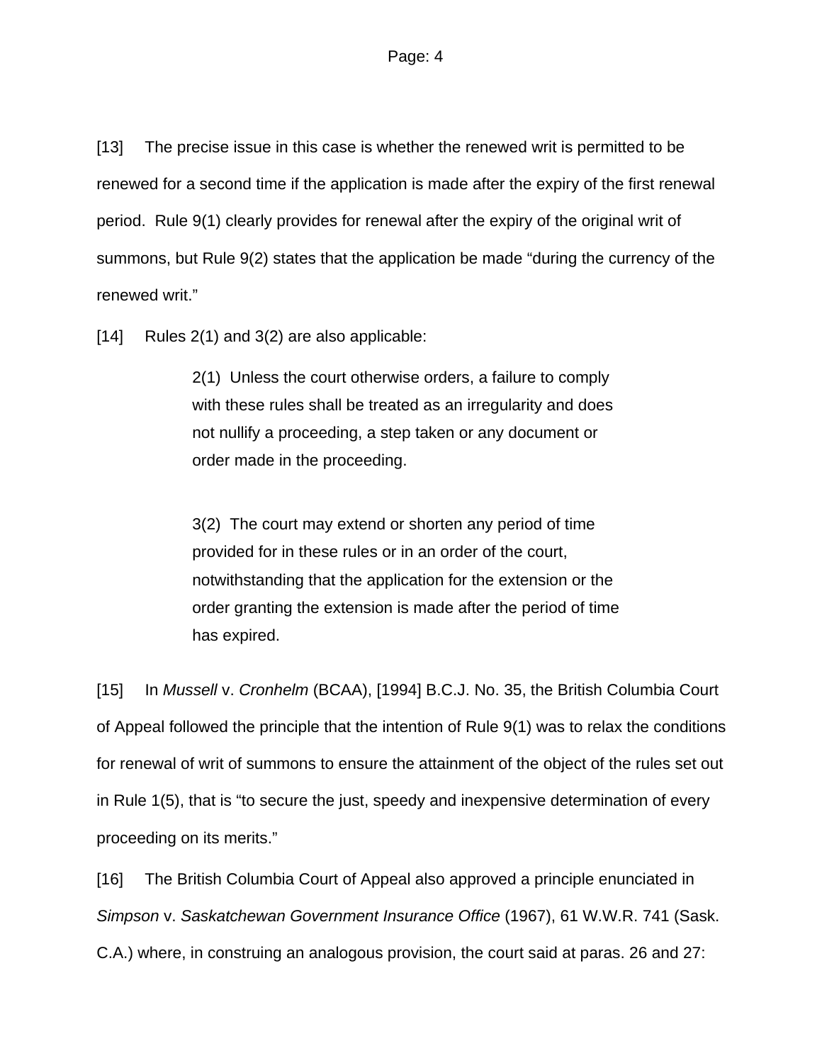[13] The precise issue in this case is whether the renewed writ is permitted to be renewed for a second time if the application is made after the expiry of the first renewal period. Rule 9(1) clearly provides for renewal after the expiry of the original writ of summons, but Rule 9(2) states that the application be made "during the currency of the renewed writ."

[14] Rules 2(1) and 3(2) are also applicable:

> 2(1) Unless the court otherwise orders, a failure to comply with these rules shall be treated as an irregularity and does not nullify a proceeding, a step taken or any document or order made in the proceeding.
>
> 3(2) The court may extend or shorten any period of time provided for in these rules or in an order of the court, notwithstanding that the application for the extension or the order granting the extension is made after the period of time has expired.

[15] In *Mussell* v. *Cronhelm* (BCAA), [1994] B.C.J. No. 35, the British Columbia Court of Appeal followed the principle that the intention of Rule 9(1) was to relax the conditions for renewal of writ of summons to ensure the attainment of the object of the rules set out in Rule 1(5), that is "to secure the just, speedy and inexpensive determination of every proceeding on its merits."

[16] The British Columbia Court of Appeal also approved a principle enunciated in *Simpson* v. *Saskatchewan Government Insurance Office* (1967), 61 W.W.R. 741 (Sask. C.A.) where, in construing an analogous provision, the court said at paras. 26 and 27: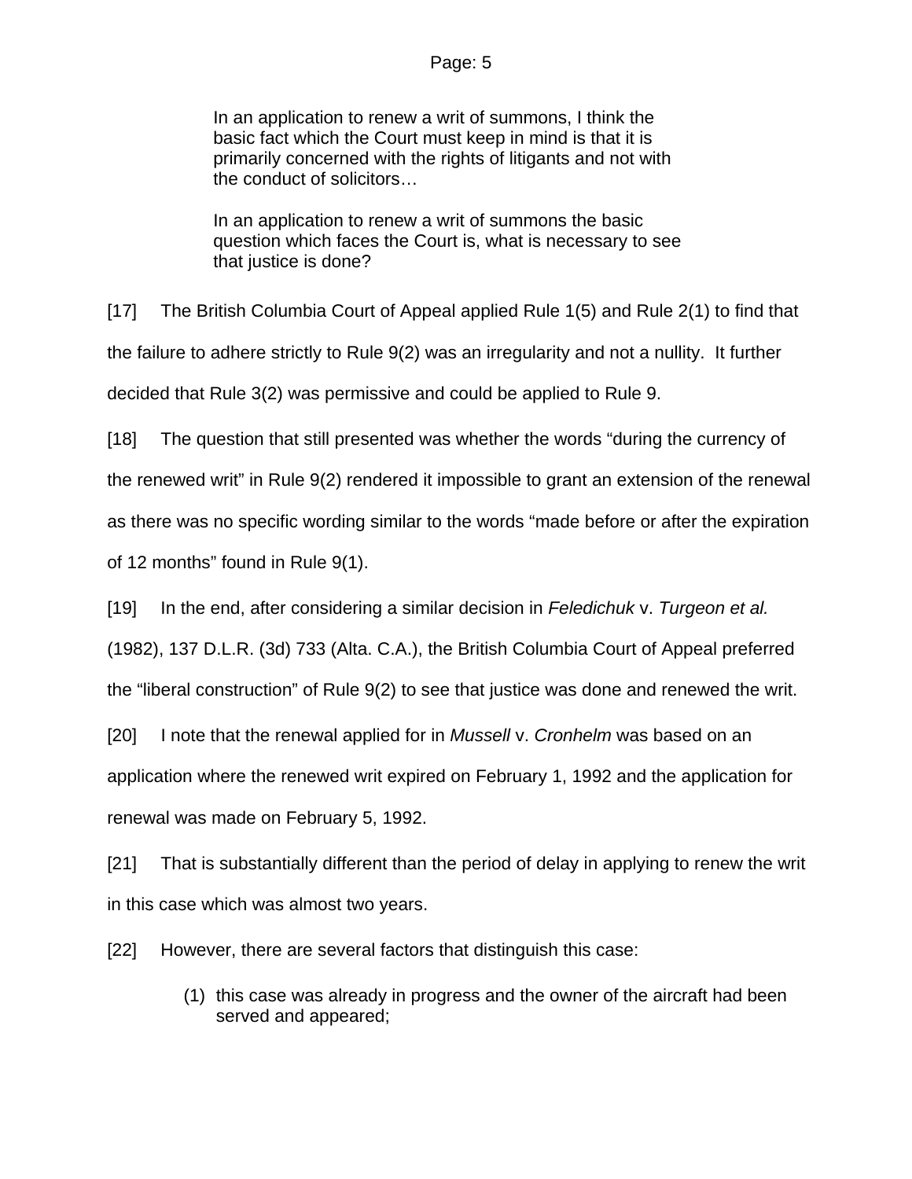> In an application to renew a writ of summons, I think the basic fact which the Court must keep in mind is that it is primarily concerned with the rights of litigants and not with the conduct of solicitors…
>
> In an application to renew a writ of summons the basic question which faces the Court is, what is necessary to see that justice is done?

[17] The British Columbia Court of Appeal applied Rule 1(5) and Rule 2(1) to find that the failure to adhere strictly to Rule 9(2) was an irregularity and not a nullity. It further decided that Rule 3(2) was permissive and could be applied to Rule 9.

[18] The question that still presented was whether the words “during the currency of the renewed writ” in Rule 9(2) rendered it impossible to grant an extension of the renewal as there was no specific wording similar to the words “made before or after the expiration of 12 months” found in Rule 9(1).

[19] In the end, after considering a similar decision in *Feledichuk* v. *Turgeon et al.* (1982), 137 D.L.R. (3d) 733 (Alta. C.A.), the British Columbia Court of Appeal preferred the “liberal construction” of Rule 9(2) to see that justice was done and renewed the writ.

[20] I note that the renewal applied for in *Mussell* v. *Cronhelm* was based on an application where the renewed writ expired on February 1, 1992 and the application for renewal was made on February 5, 1992.

[21] That is substantially different than the period of delay in applying to renew the writ in this case which was almost two years.

[22] However, there are several factors that distinguish this case:

(1) this case was already in progress and the owner of the aircraft had been served and appeared;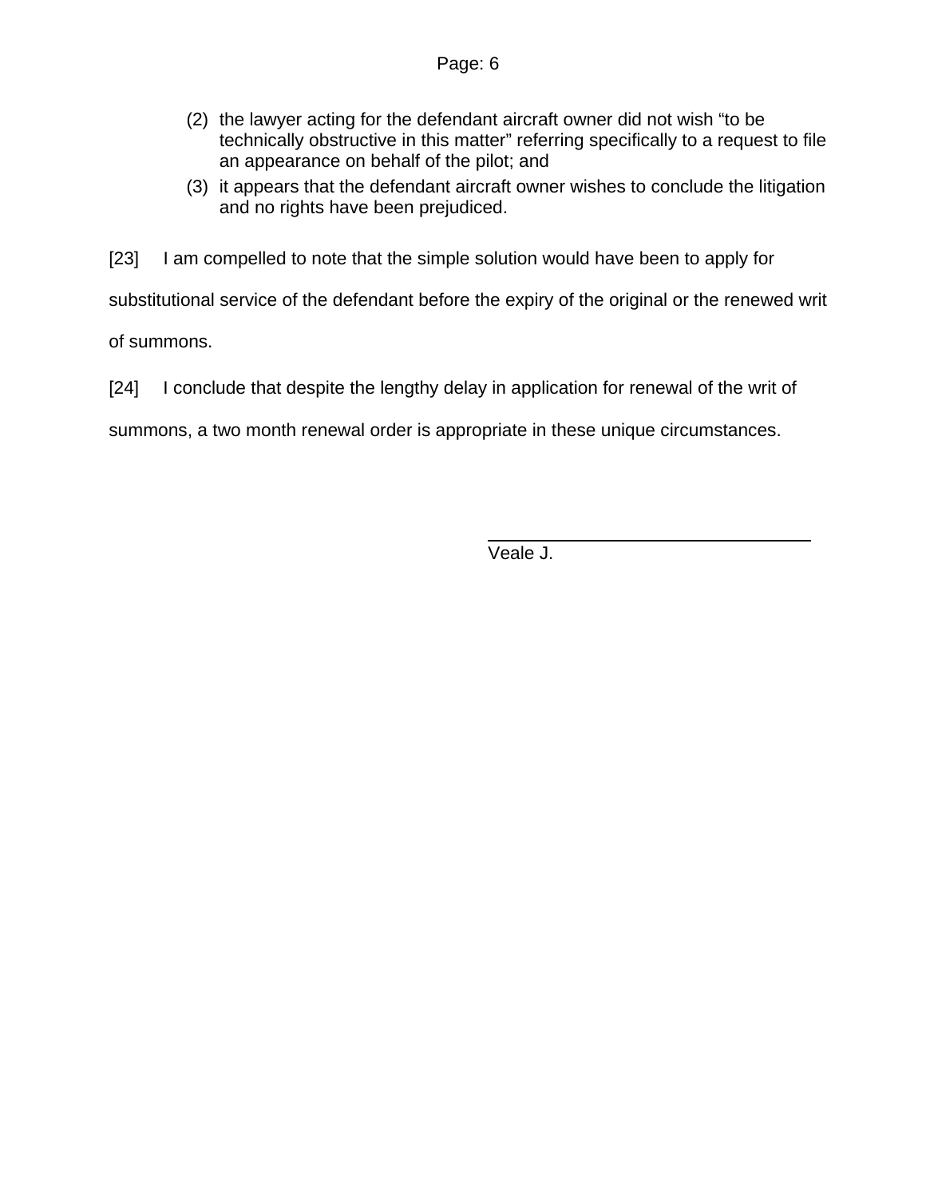(2) the lawyer acting for the defendant aircraft owner did not wish "to be technically obstructive in this matter" referring specifically to a request to file an appearance on behalf of the pilot; and

(3) it appears that the defendant aircraft owner wishes to conclude the litigation and no rights have been prejudiced.

[23] I am compelled to note that the simple solution would have been to apply for substitutional service of the defendant before the expiry of the original or the renewed writ of summons.

[24] I conclude that despite the lengthy delay in application for renewal of the writ of summons, a two month renewal order is appropriate in these unique circumstances.

Veale J.